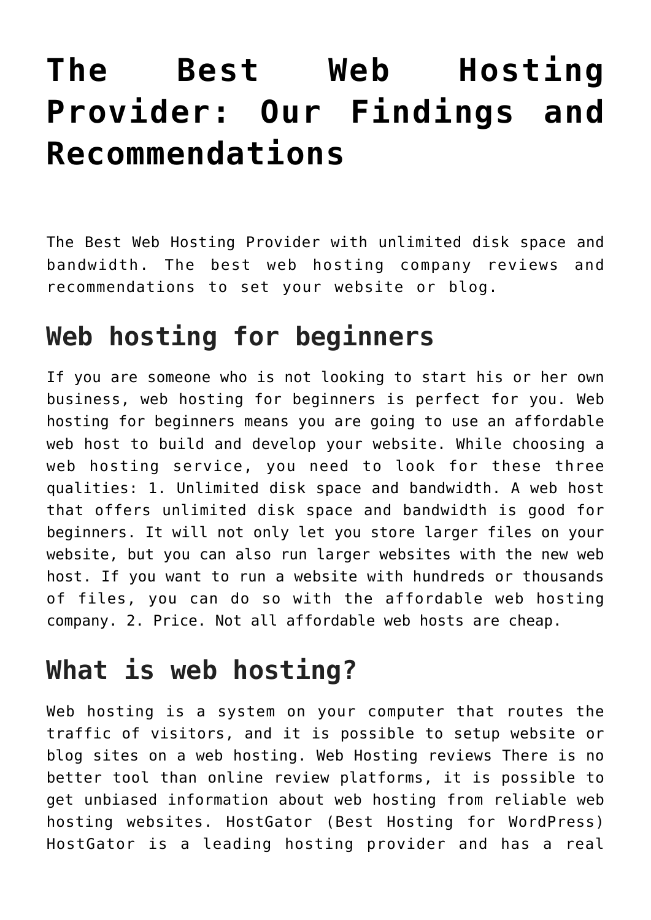# The Best Web Hosting Provider: Our Findings and Recommendations

The Best Web Hosting Provider with unlimited disk space and bandwidth. The best web hosting company reviews and recommendations to set your website or blog.

## Web hosting for beginners

If you are someone who is not looking to start his or her own business, web hosting for beginners is perfect for you. Web hosting for beginners means you are going to use an affordable web host to build and develop your website. While choosing a web hosting service, you need to look for these three qualities: 1. Unlimited disk space and bandwidth. A web host that offers unlimited disk space and bandwidth is good for beginners. It will not only let you store larger files on your website, but you can also run larger websites with the new web host. If you want to run a website with hundreds or thousands of files, you can do so with the affordable web hosting company. 2. Price. Not all affordable web hosts are cheap.

## What is web hosting?

Web hosting is a system on your computer that routes the traffic of visitors, and it is possible to setup website or blog sites on a web hosting. Web Hosting reviews There is no better tool than online review platforms, it is possible to get unbiased information about web hosting from reliable web hosting websites. HostGator (Best Hosting for WordPress) HostGator is a leading hosting provider and has a real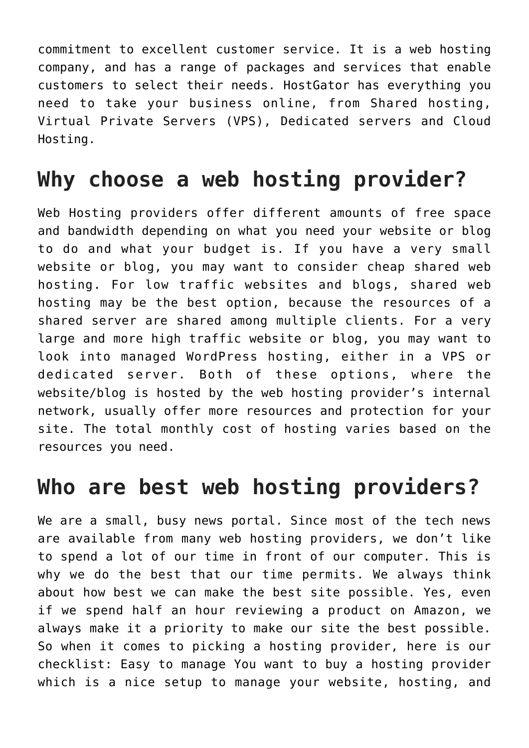commitment to excellent customer service. It is a web hosting company, and has a range of packages and services that enable customers to select their needs. HostGator has everything you need to take your business online, from Shared hosting, Virtual Private Servers (VPS), Dedicated servers and Cloud Hosting.

## Why choose a web hosting provider?

Web Hosting providers offer different amounts of free space and bandwidth depending on what you need your website or blog to do and what your budget is. If you have a very small website or blog, you may want to consider cheap shared web hosting. For low traffic websites and blogs, shared web hosting may be the best option, because the resources of a shared server are shared among multiple clients. For a very large and more high traffic website or blog, you may want to look into managed WordPress hosting, either in a VPS or dedicated server. Both of these options, where the website/blog is hosted by the web hosting provider's internal network, usually offer more resources and protection for your site. The total monthly cost of hosting varies based on the resources you need.

## Who are best web hosting providers?

We are a small, busy news portal. Since most of the tech news are available from many web hosting providers, we don't like to spend a lot of our time in front of our computer. This is why we do the best that our time permits. We always think about how best we can make the best site possible. Yes, even if we spend half an hour reviewing a product on Amazon, we always make it a priority to make our site the best possible. So when it comes to picking a hosting provider, here is our checklist: Easy to manage You want to buy a hosting provider which is a nice setup to manage your website, hosting, and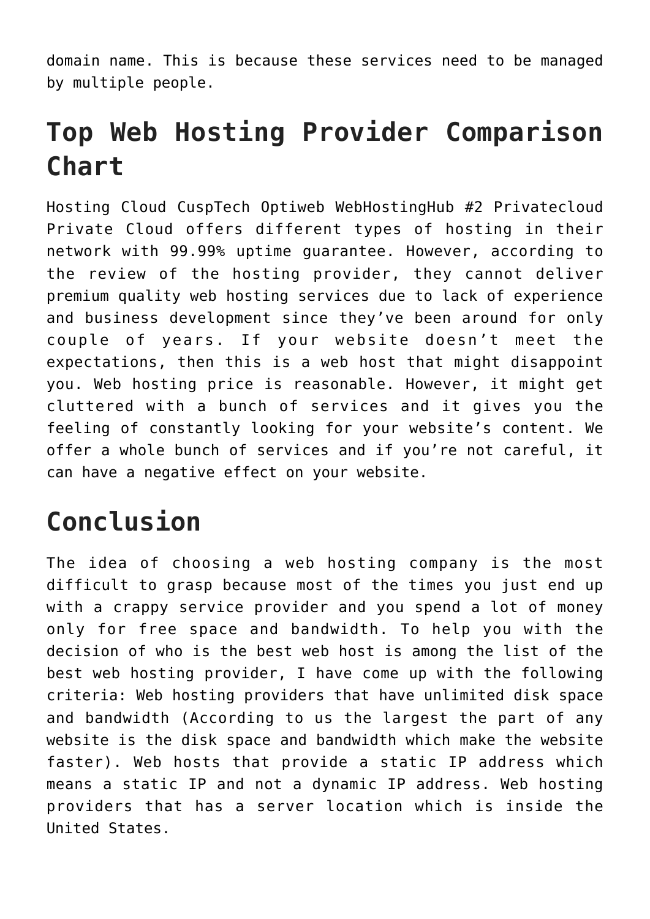domain name. This is because these services need to be managed by multiple people.

## Top Web Hosting Provider Comparison Chart

Hosting Cloud CuspTech Optiweb WebHostingHub #2 Privatecloud Private Cloud offers different types of hosting in their network with 99.99% uptime guarantee. However, according to the review of the hosting provider, they cannot deliver premium quality web hosting services due to lack of experience and business development since they've been around for only couple of years. If your website doesn't meet the expectations, then this is a web host that might disappoint you. Web hosting price is reasonable. However, it might get cluttered with a bunch of services and it gives you the feeling of constantly looking for your website's content. We offer a whole bunch of services and if you're not careful, it can have a negative effect on your website.

## Conclusion

The idea of choosing a web hosting company is the most difficult to grasp because most of the times you just end up with a crappy service provider and you spend a lot of money only for free space and bandwidth. To help you with the decision of who is the best web host is among the list of the best web hosting provider, I have come up with the following criteria: Web hosting providers that have unlimited disk space and bandwidth (According to us the largest the part of any website is the disk space and bandwidth which make the website faster). Web hosts that provide a static IP address which means a static IP and not a dynamic IP address. Web hosting providers that has a server location which is inside the United States.